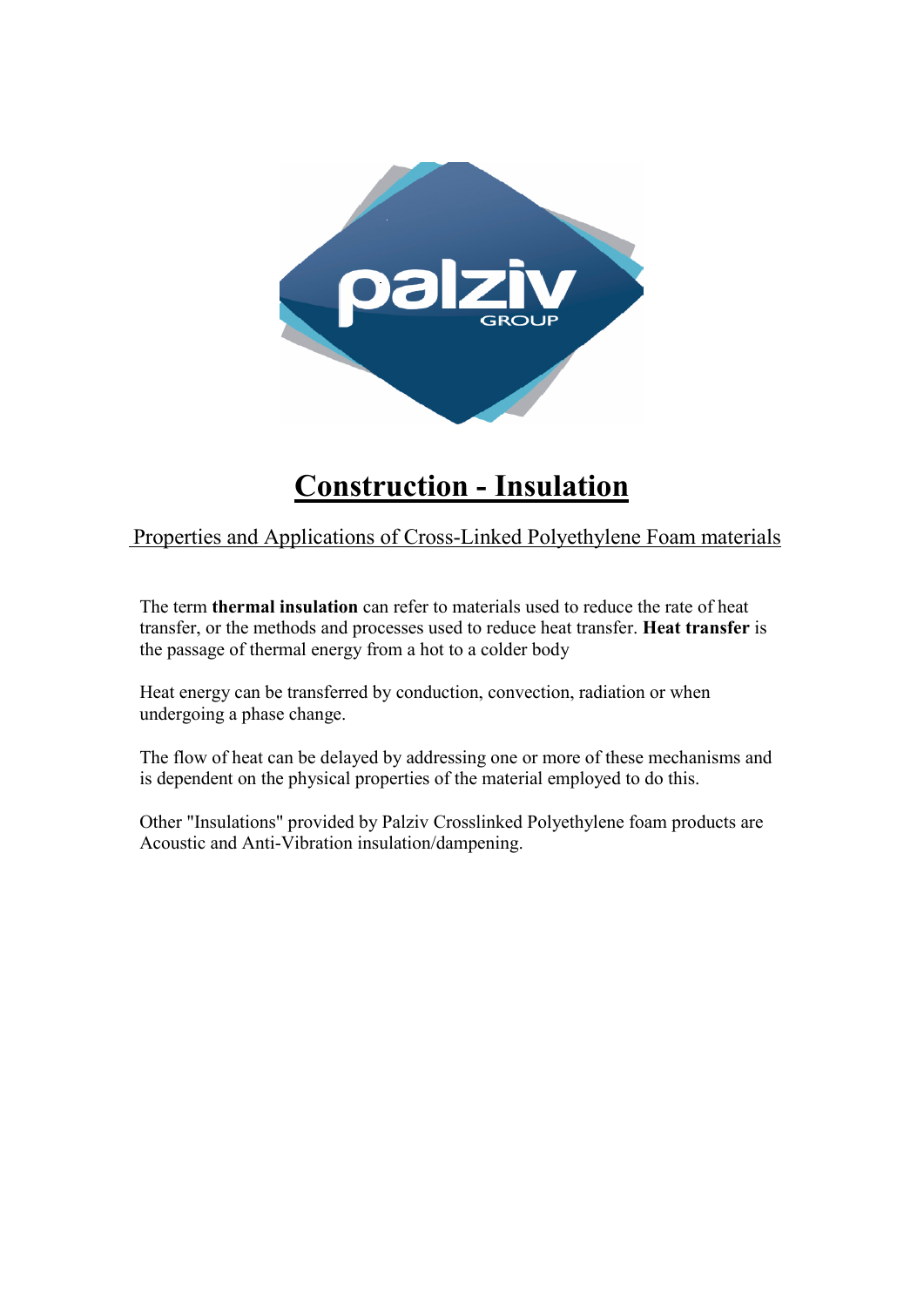# Construction - Insulation

## Properties and Applications of Cross-Linked Polyethylene Foam materials

The term **thermal insulation** can refer to materials used to reduce the rate of heat transfer, or the methods and processes used to reduce heat transfer. **Heat transfer** is the passage of thermal energy from a hot to a colder body

Heat energy can be transferred by conduction, convection, radiation or when undergoing a phase change.

The flow of heat can be delayed by addressing one or more of these mechanisms and is dependent on the physical properties of the material employed to do this.

Other "Insulations" provided by Palziv Crosslinked Polyethylene foam products are Acoustic and Anti-Vibration insulation/dampening.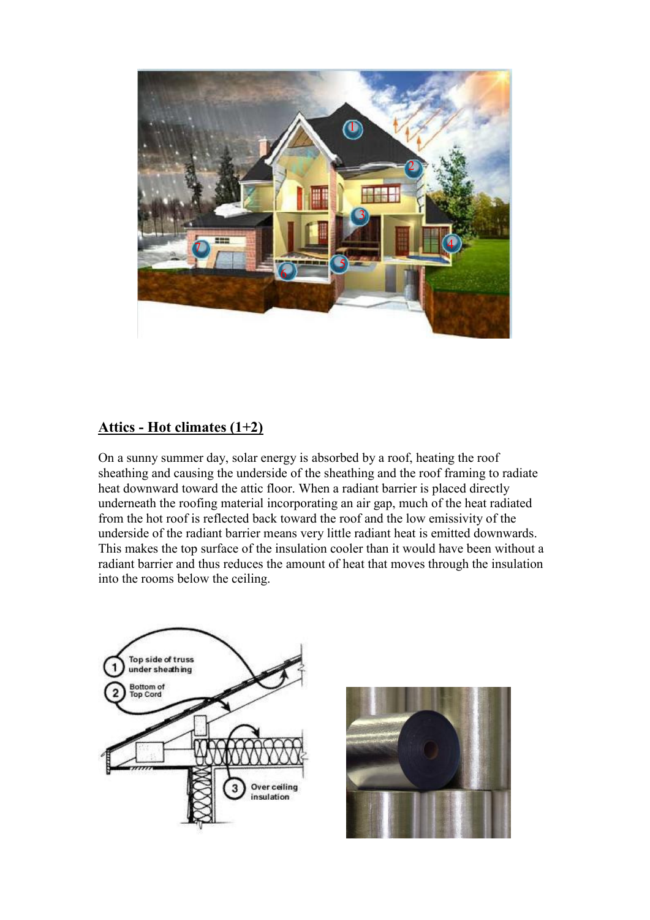## Attics - Hot climates (1+2)

On a sunny summer day, solar energy is absorbed by a roof, heating the roof sheathing and causing the underside of the sheathing and the roof framing to radiate heat downward toward the attic floor. When a radiant barrier is placed directly underneath the roofing material incorporating an air gap, much of the heat radiated from the hot roof is reflected back toward the roof and the low emissivity of the underside of the radiant barrier means very little radiant heat is emitted downwards. This makes the top surface of the insulation cooler than it would have been without a radiant barrier and thus reduces the amount of heat that moves through the insulation into the rooms below the ceiling.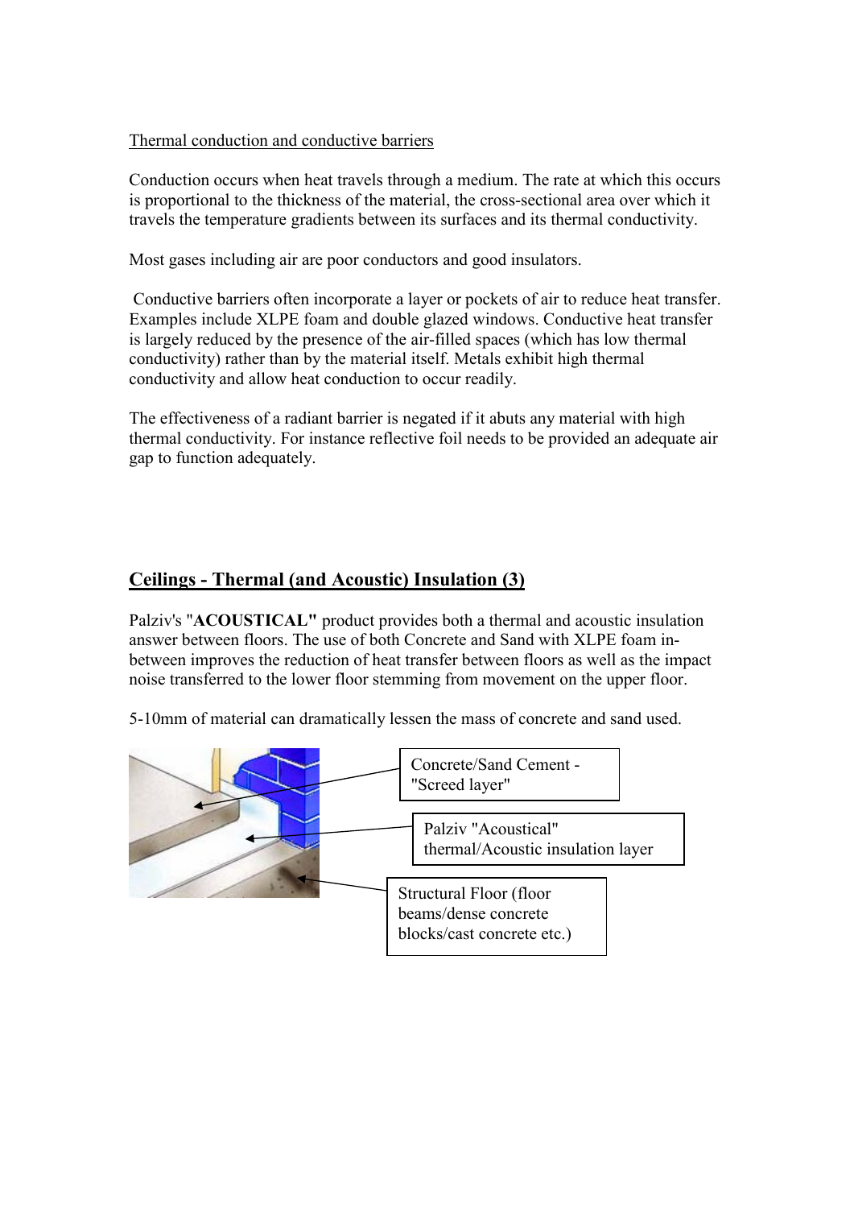Thermal conduction and conductive barriers

Conduction occurs when heat travels through a medium. The rate at which this occurs is proportional to the thickness of the material, the cross-sectional area over which it travels the temperature gradients between its surfaces and its thermal conductivity.

Most gases including air are poor conductors and good insulators.

Conductive barriers often incorporate a layer or pockets of air to reduce heat transfer. Examples include XLPE foam and double glazed windows. Conductive heat transfer is largely reduced by the presence of the air-filled spaces (which has low thermal conductivity) rather than by the material itself. Metals exhibit high thermal conductivity and allow heat conduction to occur readily.

The effectiveness of a radiant barrier is negated if it abuts any material with high thermal conductivity. For instance reflective foil needs to be provided an adequate air gap to function adequately.

## Ceilings - Thermal (and Acoustic) Insulation (3)

Palziv's "**ACOUSTICAL"** product provides both a thermal and acoustic insulation answer between floors. The use of both Concrete and Sand with XLPE foam in-between improves the reduction of heat transfer between floors as well as the impact noise transferred to the lower floor stemming from movement on the upper floor.

5-10mm of material can dramatically lessen the mass of concrete and sand used.

Concrete/Sand Cement - "Screed layer"

Palziv "Acoustical" thermal/Acoustic insulation layer

Structural Floor (floor beams/dense concrete blocks/cast concrete etc.)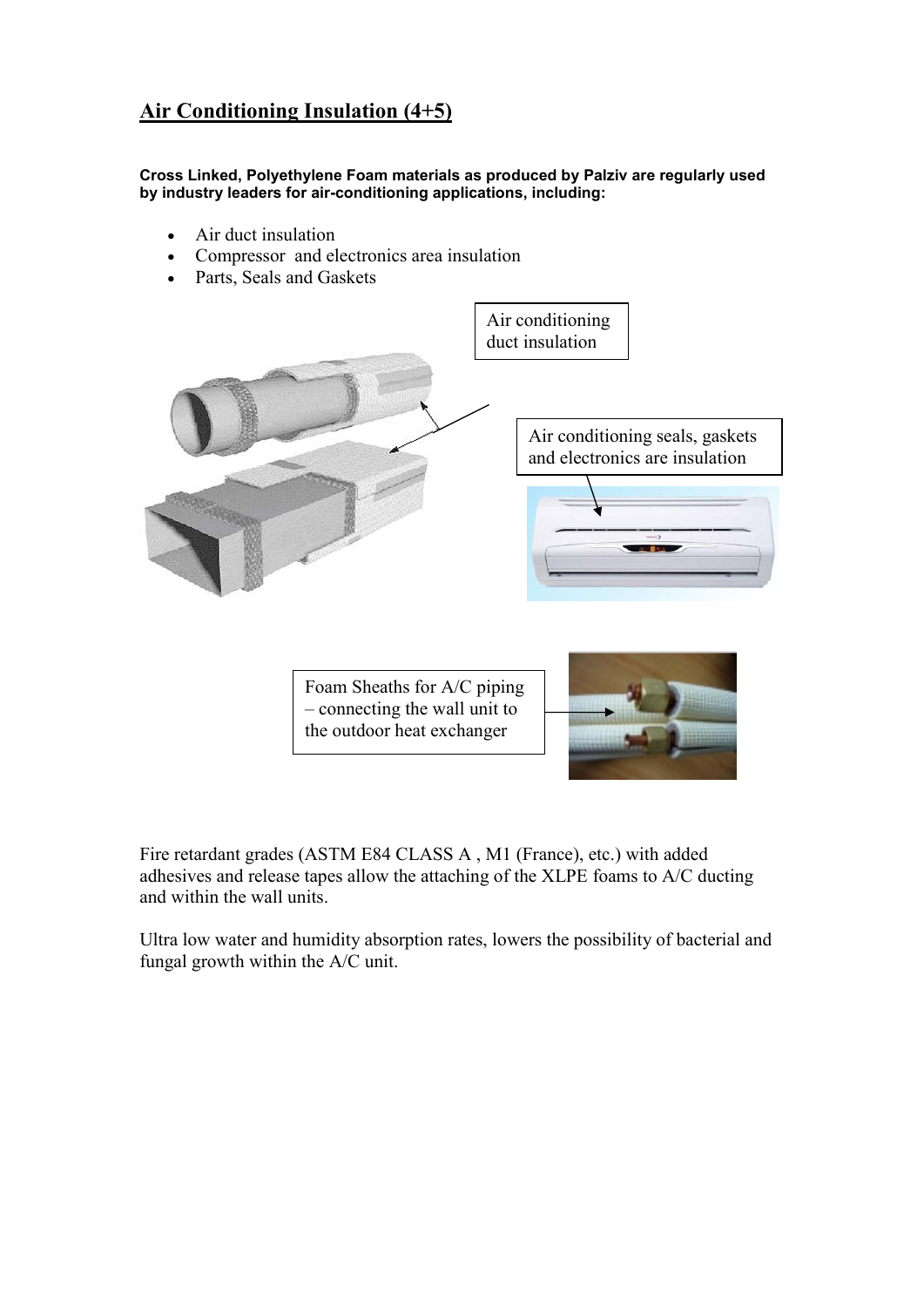## Air Conditioning Insulation (4+5)

**Cross Linked, Polyethylene Foam materials as produced by Palziv are regularly used by industry leaders for air-conditioning applications, including:**

- Air duct insulation
- Compressor and electronics area insulation
- Parts, Seals and Gaskets

Air conditioning duct insulation

Air conditioning seals, gaskets and electronics are insulation

Foam Sheaths for A/C piping – connecting the wall unit to the outdoor heat exchanger

Fire retardant grades (ASTM E84 CLASS A , M1 (France), etc.) with added adhesives and release tapes allow the attaching of the XLPE foams to A/C ducting and within the wall units.

Ultra low water and humidity absorption rates, lowers the possibility of bacterial and fungal growth within the A/C unit.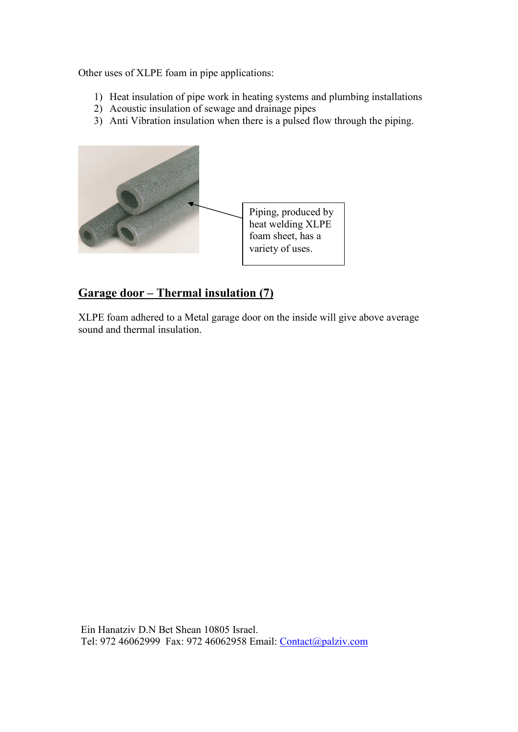Other uses of XLPE foam in pipe applications:

1) Heat insulation of pipe work in heating systems and plumbing installations
2) Acoustic insulation of sewage and drainage pipes
3) Anti Vibration insulation when there is a pulsed flow through the piping.

Piping, produced by heat welding XLPE foam sheet, has a variety of uses.

## Garage door – Thermal insulation (7)

XLPE foam adhered to a Metal garage door on the inside will give above average sound and thermal insulation.

Ein Hanatziv D.N Bet Shean 10805 Israel.
Tel: 972 46062999 Fax: 972 46062958 Email: Contact@palziv.com